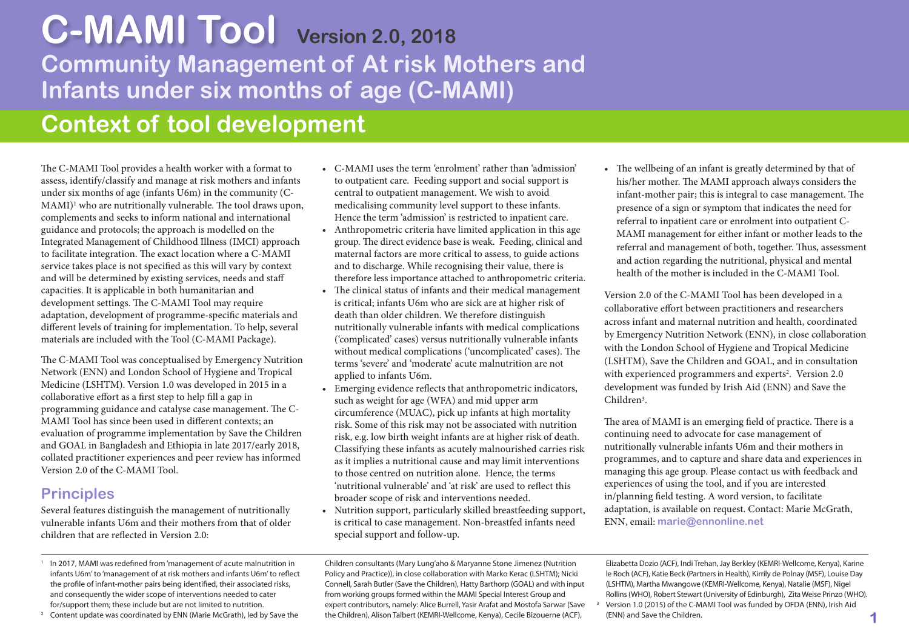# C-MAMI Tool Version 2.0, 2018

## Community Management of At risk Mothers and Infants under six months of age (C-MAMI)

## Context of tool development

The C-MAMI Tool provides a health worker with a format to assess, identify/classify and manage at risk mothers and infants under six months of age (infants U6m) in the community (C-MAMI)[1] who are nutritionally vulnerable. The tool draws upon, complements and seeks to inform national and international guidance and protocols; the approach is modelled on the Integrated Management of Childhood Illness (IMCI) approach to facilitate integration. The exact location where a C-MAMI service takes place is not specified as this will vary by context and will be determined by existing services, needs and staff capacities. It is applicable in both humanitarian and development settings. The C-MAMI Tool may require adaptation, development of programme-specific materials and different levels of training for implementation. To help, several materials are included with the Tool (C-MAMI Package).

The C-MAMI Tool was conceptualised by Emergency Nutrition Network (ENN) and London School of Hygiene and Tropical Medicine (LSHTM). Version 1.0 was developed in 2015 in a collaborative effort as a first step to help fill a gap in programming guidance and catalyse case management. The C-MAMI Tool has since been used in different contexts; an evaluation of programme implementation by Save the Children and GOAL in Bangladesh and Ethiopia in late 2017/early 2018, collated practitioner experiences and peer review has informed Version 2.0 of the C-MAMI Tool.

### Principles

Several features distinguish the management of nutritionally vulnerable infants U6m and their mothers from that of older children that are reflected in Version 2.0:

- C-MAMI uses the term 'enrolment' rather than 'admission' to outpatient care. Feeding support and social support is central to outpatient management. We wish to avoid medicalising community level support to these infants. Hence the term 'admission' is restricted to inpatient care.
- Anthropometric criteria have limited application in this age group. The direct evidence base is weak. Feeding, clinical and maternal factors are more critical to assess, to guide actions and to discharge. While recognising their value, there is therefore less importance attached to anthropometric criteria.
- The clinical status of infants and their medical management is critical; infants U6m who are sick are at higher risk of death than older children. We therefore distinguish nutritionally vulnerable infants with medical complications ('complicated' cases) versus nutritionally vulnerable infants without medical complications ('uncomplicated' cases). The terms 'severe' and 'moderate' acute malnutrition are not applied to infants U6m.
- Emerging evidence reflects that anthropometric indicators, such as weight for age (WFA) and mid upper arm circumference (MUAC), pick up infants at high mortality risk. Some of this risk may not be associated with nutrition risk, e.g. low birth weight infants are at higher risk of death. Classifying these infants as acutely malnourished carries risk as it implies a nutritional cause and may limit interventions to those centred on nutrition alone. Hence, the terms 'nutritional vulnerable' and 'at risk' are used to reflect this broader scope of risk and interventions needed.
- Nutrition support, particularly skilled breastfeeding support, is critical to case management. Non-breastfed infants need special support and follow-up.
- The wellbeing of an infant is greatly determined by that of his/her mother. The MAMI approach always considers the infant-mother pair; this is integral to case management. The presence of a sign or symptom that indicates the need for referral to inpatient care or enrolment into outpatient C-MAMI management for either infant or mother leads to the referral and management of both, together. Thus, assessment and action regarding the nutritional, physical and mental health of the mother is included in the C-MAMI Tool.

Version 2.0 of the C-MAMI Tool has been developed in a collaborative effort between practitioners and researchers across infant and maternal nutrition and health, coordinated by Emergency Nutrition Network (ENN), in close collaboration with the London School of Hygiene and Tropical Medicine (LSHTM), Save the Children and GOAL, and in consultation with experienced programmers and experts[2]. Version 2.0 development was funded by Irish Aid (ENN) and Save the Children[3].

The area of MAMI is an emerging field of practice. There is a continuing need to advocate for case management of nutritionally vulnerable infants U6m and their mothers in programmes, and to capture and share data and experiences in managing this age group. Please contact us with feedback and experiences of using the tool, and if you are interested in/planning field testing. A word version, to facilitate adaptation, is available on request. Contact: Marie McGrath, ENN, email: **marie@ennonline.net**

---

[1] In 2017, MAMI was redefined from 'management of acute malnutrition in infants U6m' to 'management of at risk mothers and infants U6m' to reflect the profile of infant-mother pairs being identified, their associated risks, and consequently the wider scope of interventions needed to cater for/support them; these include but are not limited to nutrition.

[2] Content update was coordinated by ENN (Marie McGrath), led by Save the Children consultants (Mary Lung'aho & Maryanne Stone Jimenez (Nutrition Policy and Practice)), in close collaboration with Marko Kerac (LSHTM); Nicki Connell, Sarah Butler (Save the Children), Hatty Barthorp (GOAL) and with input from working groups formed within the MAMI Special Interest Group and expert contributors, namely: Alice Burrell, Yasir Arafat and Mostofa Sarwar (Save the Children), Alison Talbert (KEMRI-Wellcome, Kenya), Cecile Bizouerne (ACF), Elizabetta Dozio (ACF), Indi Trehan, Jay Berkley (KEMRI-Wellcome, Kenya), Karine le Roch (ACF), Katie Beck (Partners in Health), Kirrily de Polnay (MSF), Louise Day (LSHTM), Martha Mwangwe (KEMRI-Wellcome, Kenya), Natalie (MSF), Nigel Rollins (WHO), Robert Stewart (University of Edinburgh), Zita Weise Prinzo (WHO).

[3] Version 1.0 (2015) of the C-MAMI Tool was funded by OFDA (ENN), Irish Aid (ENN) and Save the Children.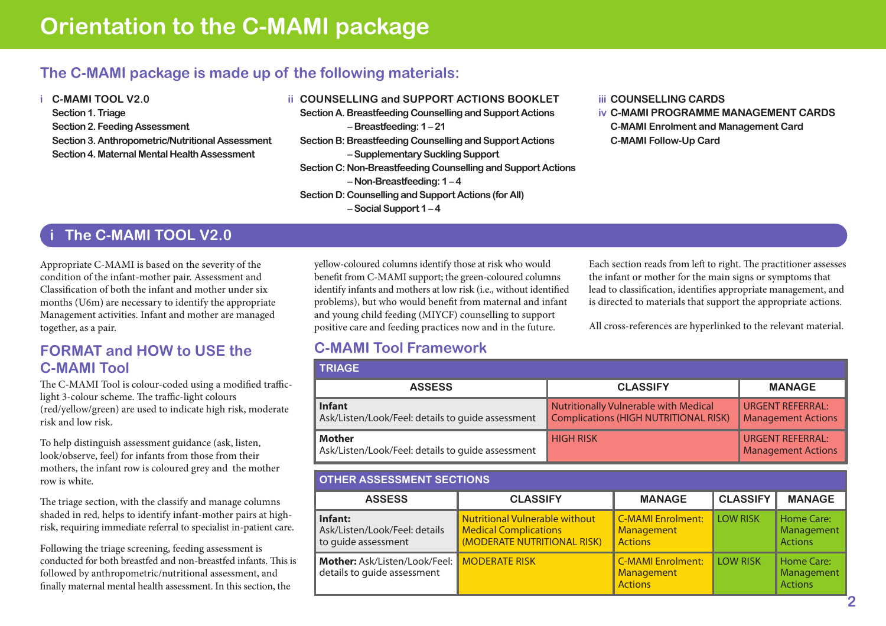# Orientation to the C-MAMI package

## The C-MAMI package is made up of the following materials:

**i C-MAMI TOOL V2.0**
- Section 1. Triage
- Section 2. Feeding Assessment
- Section 3. Anthropometric/Nutritional Assessment
- Section 4. Maternal Mental Health Assessment

**ii COUNSELLING and SUPPORT ACTIONS BOOKLET**
- Section A. Breastfeeding Counselling and Support Actions – Breastfeeding: 1 – 21
- Section B: Breastfeeding Counselling and Support Actions – Supplementary Suckling Support
- Section C: Non-Breastfeeding Counselling and Support Actions – Non-Breastfeeding: 1 – 4
- Section D: Counselling and Support Actions (for All) – Social Support 1 – 4

**iii COUNSELLING CARDS**

**iv C-MAMI PROGRAMME MANAGEMENT CARDS**
- C-MAMI Enrolment and Management Card
- C-MAMI Follow-Up Card

## i The C-MAMI TOOL V2.0

Appropriate C-MAMI is based on the severity of the condition of the infant-mother pair. Assessment and Classification of both the infant and mother under six months (U6m) are necessary to identify the appropriate Management activities. Infant and mother are managed together, as a pair.

### FORMAT and HOW to USE the C-MAMI Tool

The C-MAMI Tool is colour-coded using a modified traffic-light 3-colour scheme. The traffic-light colours (red/yellow/green) are used to indicate high risk, moderate risk and low risk.

To help distinguish assessment guidance (ask, listen, look/observe, feel) for infants from those from their mothers, the infant row is coloured grey and the mother row is white.

The triage section, with the classify and manage columns shaded in red, helps to identify infant-mother pairs at high-risk, requiring immediate referral to specialist in-patient care.

Following the triage screening, feeding assessment is conducted for both breastfed and non-breastfed infants. This is followed by anthropometric/nutritional assessment, and finally maternal mental health assessment. In this section, the yellow-coloured columns identify those at risk who would benefit from C-MAMI support; the green-coloured columns identify infants and mothers at low risk (i.e., without identified problems), but who would benefit from maternal and infant and young child feeding (MIYCF) counselling to support positive care and feeding practices now and in the future.

Each section reads from left to right. The practitioner assesses the infant or mother for the main signs or symptoms that lead to classification, identifies appropriate management, and is directed to materials that support the appropriate actions.

All cross-references are hyperlinked to the relevant material.

### C-MAMI Tool Framework

**TRIAGE**

| ASSESS | CLASSIFY | MANAGE |
|---|---|---|
| **Infant** Ask/Listen/Look/Feel: details to guide assessment | Nutritionally Vulnerable with Medical Complications (HIGH NUTRITIONAL RISK) | URGENT REFERRAL: Management Actions |
| **Mother** Ask/Listen/Look/Feel: details to guide assessment | HIGH RISK | URGENT REFERRAL: Management Actions |

**OTHER ASSESSMENT SECTIONS**

| ASSESS | CLASSIFY | MANAGE | CLASSIFY | MANAGE |
|---|---|---|---|---|
| **Infant:** Ask/Listen/Look/Feel: details to guide assessment | Nutritional Vulnerable without Medical Complications (MODERATE NUTRITIONAL RISK) | C-MAMI Enrolment: Management Actions | LOW RISK | Home Care: Management Actions |
| **Mother:** Ask/Listen/Look/Feel: details to guide assessment | MODERATE RISK | C-MAMI Enrolment: Management Actions | LOW RISK | Home Care: Management Actions |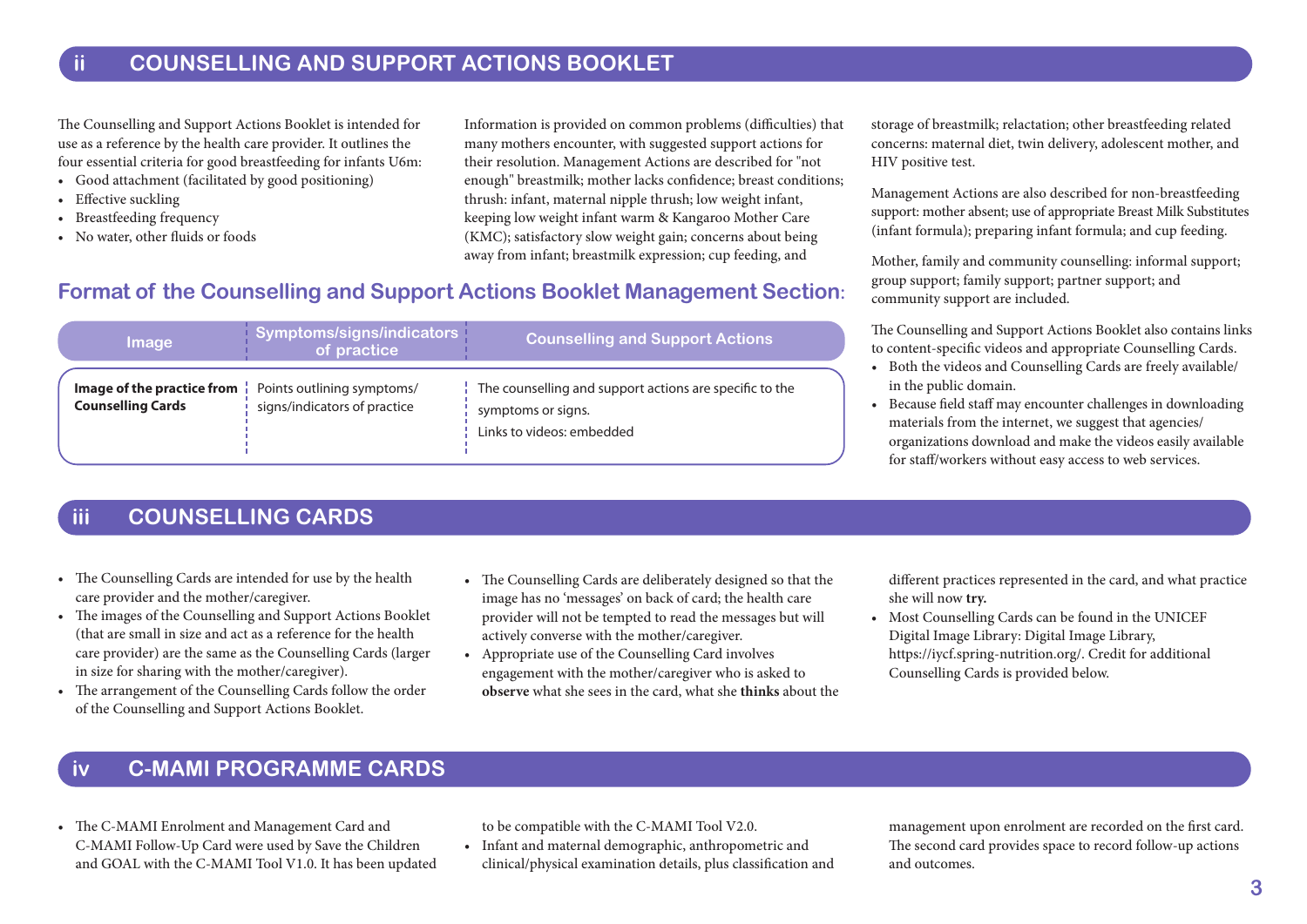## ii COUNSELLING AND SUPPORT ACTIONS BOOKLET

The Counselling and Support Actions Booklet is intended for use as a reference by the health care provider. It outlines the four essential criteria for good breastfeeding for infants U6m:

- Good attachment (facilitated by good positioning)
- Effective suckling
- Breastfeeding frequency
- No water, other fluids or foods

Information is provided on common problems (difficulties) that many mothers encounter, with suggested support actions for their resolution. Management Actions are described for "not enough" breastmilk; mother lacks confidence; breast conditions; thrush: infant, maternal nipple thrush; low weight infant, keeping low weight infant warm & Kangaroo Mother Care (KMC); satisfactory slow weight gain; concerns about being away from infant; breastmilk expression; cup feeding, and storage of breastmilk; relactation; other breastfeeding related concerns: maternal diet, twin delivery, adolescent mother, and HIV positive test.

Management Actions are also described for non-breastfeeding support: mother absent; use of appropriate Breast Milk Substitutes (infant formula); preparing infant formula; and cup feeding.

Mother, family and community counselling: informal support; group support; family support; partner support; and community support are included.

The Counselling and Support Actions Booklet also contains links to content-specific videos and appropriate Counselling Cards.

- Both the videos and Counselling Cards are freely available/ in the public domain.
- Because field staff may encounter challenges in downloading materials from the internet, we suggest that agencies/ organizations download and make the videos easily available for staff/workers without easy access to web services.

### Format of the Counselling and Support Actions Booklet Management Section:

| Image | Symptoms/signs/indicators of practice | Counselling and Support Actions |
|---|---|---|
| **Image of the practice from Counselling Cards** | Points outlining symptoms/ signs/indicators of practice | The counselling and support actions are specific to the symptoms or signs. Links to videos: embedded |

## iii COUNSELLING CARDS

- The Counselling Cards are intended for use by the health care provider and the mother/caregiver.
- The images of the Counselling and Support Actions Booklet (that are small in size and act as a reference for the health care provider) are the same as the Counselling Cards (larger in size for sharing with the mother/caregiver).
- The arrangement of the Counselling Cards follow the order of the Counselling and Support Actions Booklet.
- The Counselling Cards are deliberately designed so that the image has no 'messages' on back of card; the health care provider will not be tempted to read the messages but will actively converse with the mother/caregiver.
- Appropriate use of the Counselling Card involves engagement with the mother/caregiver who is asked to **observe** what she sees in the card, what she **thinks** about the different practices represented in the card, and what practice she will now **try.**
- Most Counselling Cards can be found in the UNICEF Digital Image Library: Digital Image Library, https://iycf.spring-nutrition.org/. Credit for additional Counselling Cards is provided below.

## iv C-MAMI PROGRAMME CARDS

- The C-MAMI Enrolment and Management Card and C-MAMI Follow-Up Card were used by Save the Children and GOAL with the C-MAMI Tool V1.0. It has been updated to be compatible with the C-MAMI Tool V2.0.
- Infant and maternal demographic, anthropometric and clinical/physical examination details, plus classification and management upon enrolment are recorded on the first card. The second card provides space to record follow-up actions and outcomes.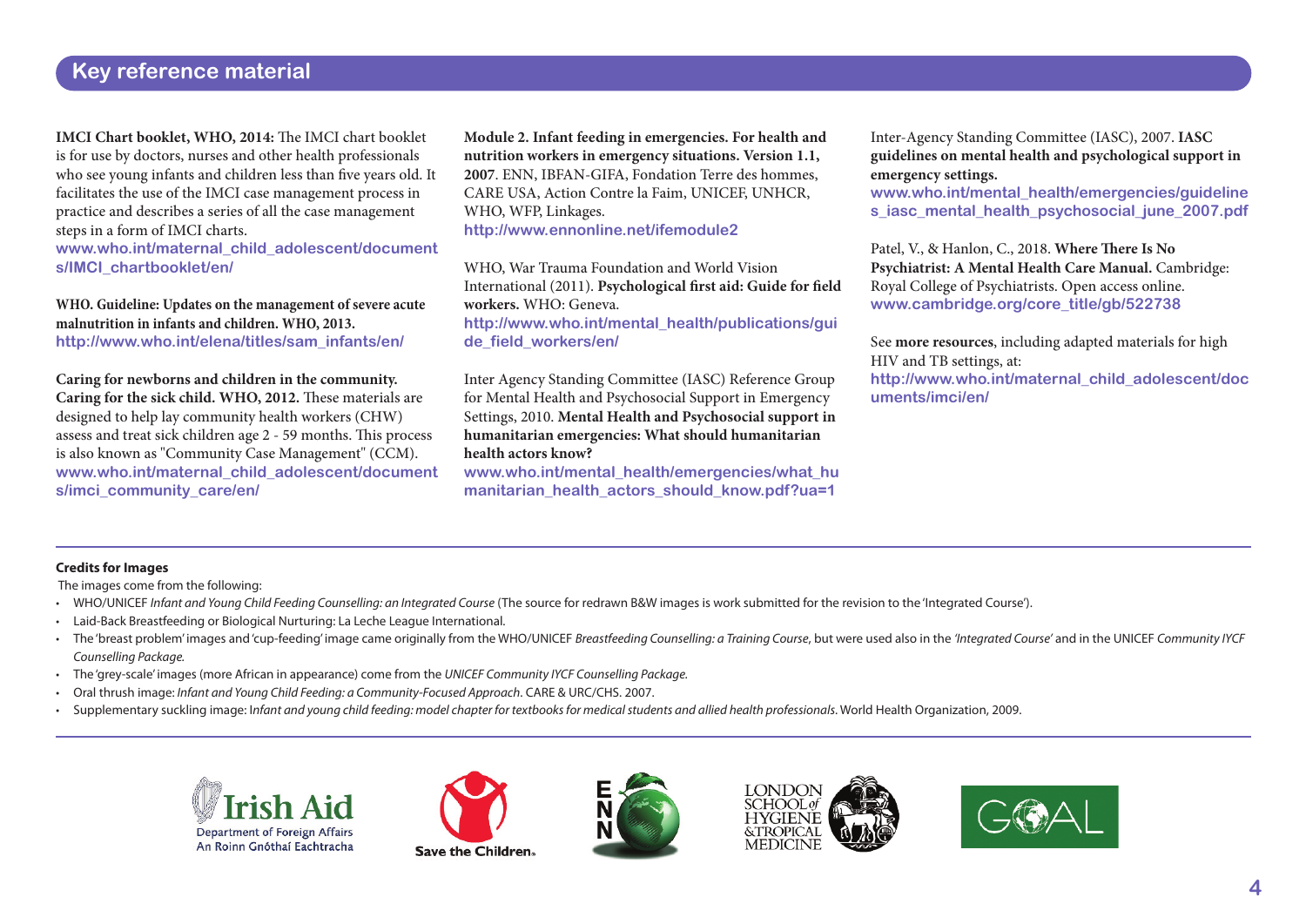## Key reference material

**IMCI Chart booklet, WHO, 2014:** The IMCI chart booklet is for use by doctors, nurses and other health professionals who see young infants and children less than five years old. It facilitates the use of the IMCI case management process in practice and describes a series of all the case management steps in a form of IMCI charts.
www.who.int/maternal_child_adolescent/documents/IMCI_chartbooklet/en/

**WHO. Guideline: Updates on the management of severe acute malnutrition in infants and children. WHO, 2013.**
http://www.who.int/elena/titles/sam_infants/en/

**Caring for newborns and children in the community. Caring for the sick child. WHO, 2012.** These materials are designed to help lay community health workers (CHW) assess and treat sick children age 2 - 59 months. This process is also known as "Community Case Management" (CCM).
www.who.int/maternal_child_adolescent/documents/imci_community_care/en/

**Module 2. Infant feeding in emergencies. For health and nutrition workers in emergency situations. Version 1.1, 2007**. ENN, IBFAN-GIFA, Fondation Terre des hommes, CARE USA, Action Contre la Faim, UNICEF, UNHCR, WHO, WFP, Linkages.
http://www.ennonline.net/ifemodule2

WHO, War Trauma Foundation and World Vision International (2011). **Psychological first aid: Guide for field workers.** WHO: Geneva.
http://www.who.int/mental_health/publications/guide_field_workers/en/

Inter Agency Standing Committee (IASC) Reference Group for Mental Health and Psychosocial Support in Emergency Settings, 2010. **Mental Health and Psychosocial support in humanitarian emergencies: What should humanitarian health actors know?**
www.who.int/mental_health/emergencies/what_humanitarian_health_actors_should_know.pdf?ua=1

Inter-Agency Standing Committee (IASC), 2007. **IASC guidelines on mental health and psychological support in emergency settings.**
www.who.int/mental_health/emergencies/guidelines_iasc_mental_health_psychosocial_june_2007.pdf

Patel, V., & Hanlon, C., 2018. **Where There Is No Psychiatrist: A Mental Health Care Manual.** Cambridge: Royal College of Psychiatrists. Open access online.
www.cambridge.org/core_title/gb/522738

See **more resources**, including adapted materials for high HIV and TB settings, at:
http://www.who.int/maternal_child_adolescent/documents/imci/en/

**Credits for Images**

The images come from the following:

- WHO/UNICEF *Infant and Young Child Feeding Counselling: an Integrated Course* (The source for redrawn B&W images is work submitted for the revision to the 'Integrated Course').
- Laid-Back Breastfeeding or Biological Nurturing: La Leche League International.
- The 'breast problem' images and 'cup-feeding' image came originally from the WHO/UNICEF *Breastfeeding Counselling: a Training Course*, but were used also in the *'Integrated Course'* and in the UNICEF *Community IYCF Counselling Package.*
- The 'grey-scale' images (more African in appearance) come from the *UNICEF Community IYCF Counselling Package.*
- Oral thrush image: *Infant and Young Child Feeding: a Community-Focused Approach*. CARE & URC/CHS. 2007.
- Supplementary suckling image: *Infant and young child feeding: model chapter for textbooks for medical students and allied health professionals.* World Health Organization, 2009.

Irish Aid – Department of Foreign Affairs – An Roinn Gnóthaí Eachtracha

Save the Children

ENN

London School of Hygiene & Tropical Medicine

GOAL